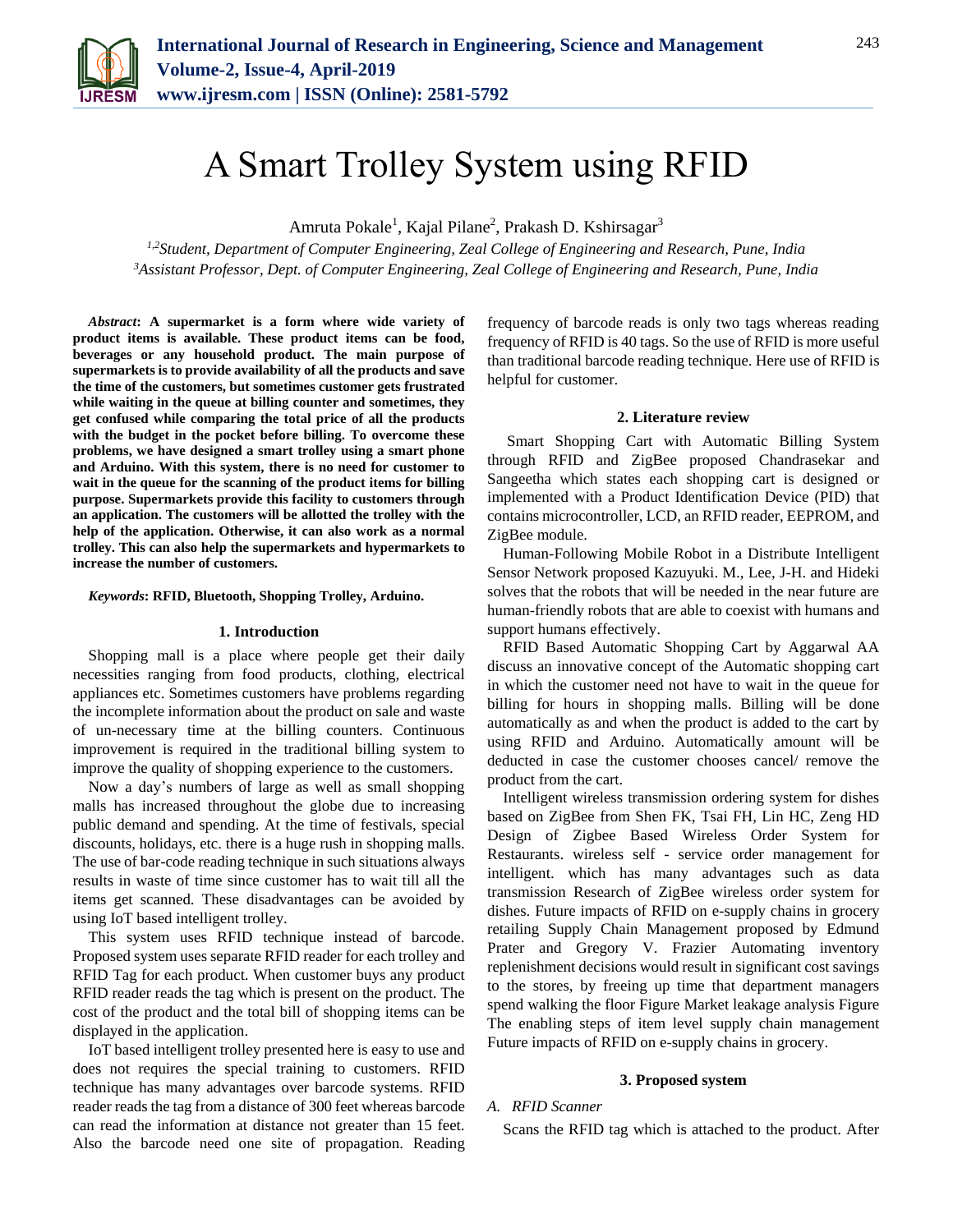# A Smart Trolley System using RFID

Amruta Pokale[1], Kajal Pilane[2], Prakash D. Kshirsagar[3]

[1,2]*Student, Department of Computer Engineering, Zeal College of Engineering and Research, Pune, India*
[3]*Assistant Professor, Dept. of Computer Engineering, Zeal College of Engineering and Research, Pune, India*

***Abstract*: A supermarket is a form where wide variety of product items is available. These product items can be food, beverages or any household product. The main purpose of supermarkets is to provide availability of all the products and save the time of the customers, but sometimes customer gets frustrated while waiting in the queue at billing counter and sometimes, they get confused while comparing the total price of all the products with the budget in the pocket before billing. To overcome these problems, we have designed a smart trolley using a smart phone and Arduino. With this system, there is no need for customer to wait in the queue for the scanning of the product items for billing purpose. Supermarkets provide this facility to customers through an application. The customers will be allotted the trolley with the help of the application. Otherwise, it can also work as a normal trolley. This can also help the supermarkets and hypermarkets to increase the number of customers.**

***Keywords*: RFID, Bluetooth, Shopping Trolley, Arduino.**

## 1. Introduction

Shopping mall is a place where people get their daily necessities ranging from food products, clothing, electrical appliances etc. Sometimes customers have problems regarding the incomplete information about the product on sale and waste of un-necessary time at the billing counters. Continuous improvement is required in the traditional billing system to improve the quality of shopping experience to the customers.

Now a day's numbers of large as well as small shopping malls has increased throughout the globe due to increasing public demand and spending. At the time of festivals, special discounts, holidays, etc. there is a huge rush in shopping malls. The use of bar-code reading technique in such situations always results in waste of time since customer has to wait till all the items get scanned. These disadvantages can be avoided by using IoT based intelligent trolley.

This system uses RFID technique instead of barcode. Proposed system uses separate RFID reader for each trolley and RFID Tag for each product. When customer buys any product RFID reader reads the tag which is present on the product. The cost of the product and the total bill of shopping items can be displayed in the application.

IoT based intelligent trolley presented here is easy to use and does not requires the special training to customers. RFID technique has many advantages over barcode systems. RFID reader reads the tag from a distance of 300 feet whereas barcode can read the information at distance not greater than 15 feet. Also the barcode need one site of propagation. Reading frequency of barcode reads is only two tags whereas reading frequency of RFID is 40 tags. So the use of RFID is more useful than traditional barcode reading technique. Here use of RFID is helpful for customer.

## 2. Literature review

Smart Shopping Cart with Automatic Billing System through RFID and ZigBee proposed Chandrasekar and Sangeetha which states each shopping cart is designed or implemented with a Product Identification Device (PID) that contains microcontroller, LCD, an RFID reader, EEPROM, and ZigBee module.

Human-Following Mobile Robot in a Distribute Intelligent Sensor Network proposed Kazuyuki. M., Lee, J-H. and Hideki solves that the robots that will be needed in the near future are human-friendly robots that are able to coexist with humans and support humans effectively.

RFID Based Automatic Shopping Cart by Aggarwal AA discuss an innovative concept of the Automatic shopping cart in which the customer need not have to wait in the queue for billing for hours in shopping malls. Billing will be done automatically as and when the product is added to the cart by using RFID and Arduino. Automatically amount will be deducted in case the customer chooses cancel/ remove the product from the cart.

Intelligent wireless transmission ordering system for dishes based on ZigBee from Shen FK, Tsai FH, Lin HC, Zeng HD Design of Zigbee Based Wireless Order System for Restaurants. wireless self - service order management for intelligent. which has many advantages such as data transmission Research of ZigBee wireless order system for dishes. Future impacts of RFID on e-supply chains in grocery retailing Supply Chain Management proposed by Edmund Prater and Gregory V. Frazier Automating inventory replenishment decisions would result in significant cost savings to the stores, by freeing up time that department managers spend walking the floor Figure Market leakage analysis Figure The enabling steps of item level supply chain management Future impacts of RFID on e-supply chains in grocery.

## 3. Proposed system

### *A. RFID Scanner*

Scans the RFID tag which is attached to the product. After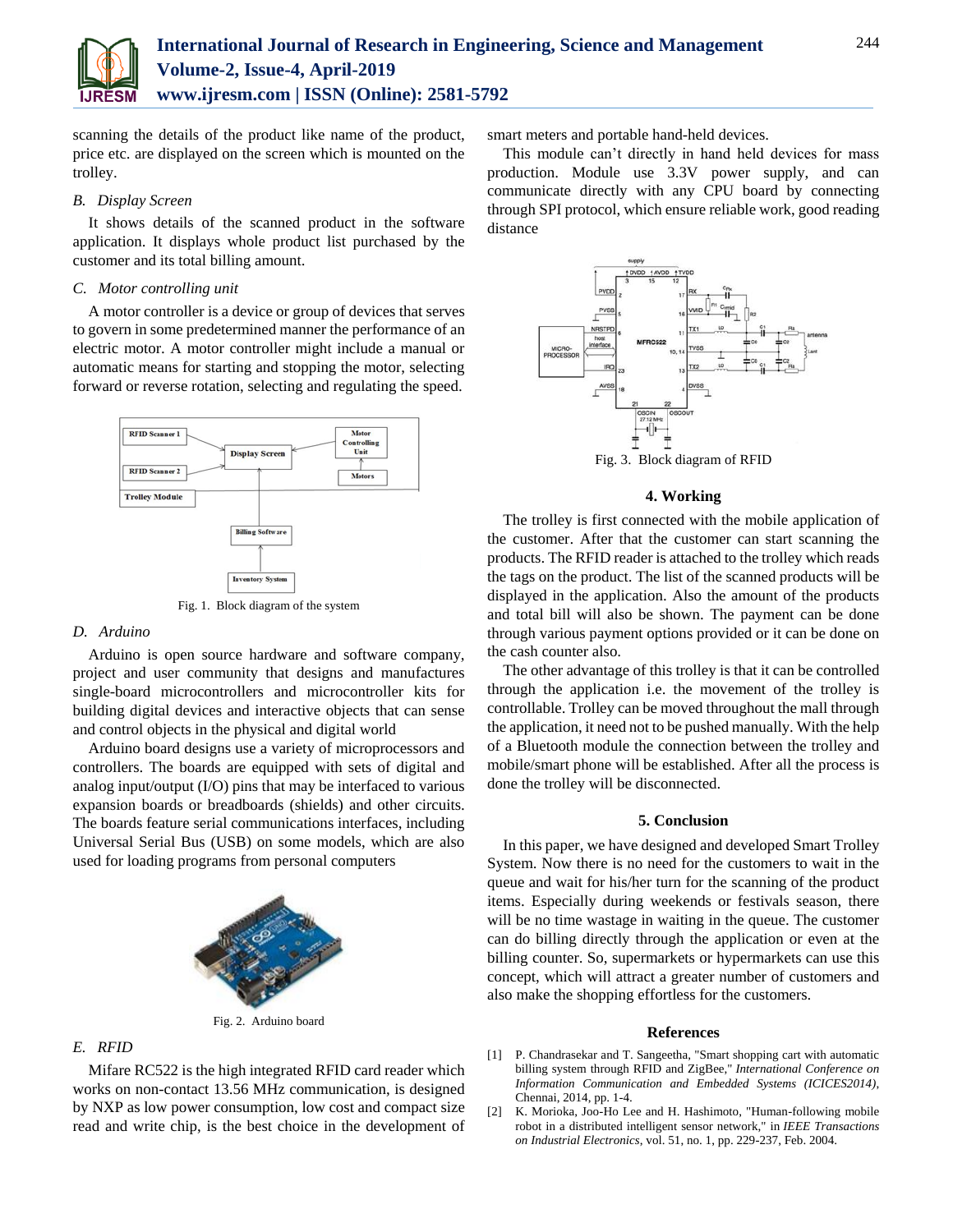scanning the details of the product like name of the product, price etc. are displayed on the screen which is mounted on the trolley.

### *B. Display Screen*

It shows details of the scanned product in the software application. It displays whole product list purchased by the customer and its total billing amount.

### *C. Motor controlling unit*

A motor controller is a device or group of devices that serves to govern in some predetermined manner the performance of an electric motor. A motor controller might include a manual or automatic means for starting and stopping the motor, selecting forward or reverse rotation, selecting and regulating the speed.

Fig. 1. Block diagram of the system

### *D. Arduino*

Arduino is open source hardware and software company, project and user community that designs and manufactures single-board microcontrollers and microcontroller kits for building digital devices and interactive objects that can sense and control objects in the physical and digital world

Arduino board designs use a variety of microprocessors and controllers. The boards are equipped with sets of digital and analog input/output (I/O) pins that may be interfaced to various expansion boards or breadboards (shields) and other circuits. The boards feature serial communications interfaces, including Universal Serial Bus (USB) on some models, which are also used for loading programs from personal computers

Fig. 2. Arduino board

### *E. RFID*

Mifare RC522 is the high integrated RFID card reader which works on non-contact 13.56 MHz communication, is designed by NXP as low power consumption, low cost and compact size read and write chip, is the best choice in the development of smart meters and portable hand-held devices.

This module can't directly in hand held devices for mass production. Module use 3.3V power supply, and can communicate directly with any CPU board by connecting through SPI protocol, which ensure reliable work, good reading distance

Fig. 3. Block diagram of RFID

## 4. Working

The trolley is first connected with the mobile application of the customer. After that the customer can start scanning the products. The RFID reader is attached to the trolley which reads the tags on the product. The list of the scanned products will be displayed in the application. Also the amount of the products and total bill will also be shown. The payment can be done through various payment options provided or it can be done on the cash counter also.

The other advantage of this trolley is that it can be controlled through the application i.e. the movement of the trolley is controllable. Trolley can be moved throughout the mall through the application, it need not to be pushed manually. With the help of a Bluetooth module the connection between the trolley and mobile/smart phone will be established. After all the process is done the trolley will be disconnected.

## 5. Conclusion

In this paper, we have designed and developed Smart Trolley System. Now there is no need for the customers to wait in the queue and wait for his/her turn for the scanning of the product items. Especially during weekends or festivals season, there will be no time wastage in waiting in the queue. The customer can do billing directly through the application or even at the billing counter. So, supermarkets or hypermarkets can use this concept, which will attract a greater number of customers and also make the shopping effortless for the customers.

## References

[1] P. Chandrasekar and T. Sangeetha, "Smart shopping cart with automatic billing system through RFID and ZigBee," *International Conference on Information Communication and Embedded Systems (ICICES2014)*, Chennai, 2014, pp. 1-4.

[2] K. Morioka, Joo-Ho Lee and H. Hashimoto, "Human-following mobile robot in a distributed intelligent sensor network," in *IEEE Transactions on Industrial Electronics*, vol. 51, no. 1, pp. 229-237, Feb. 2004.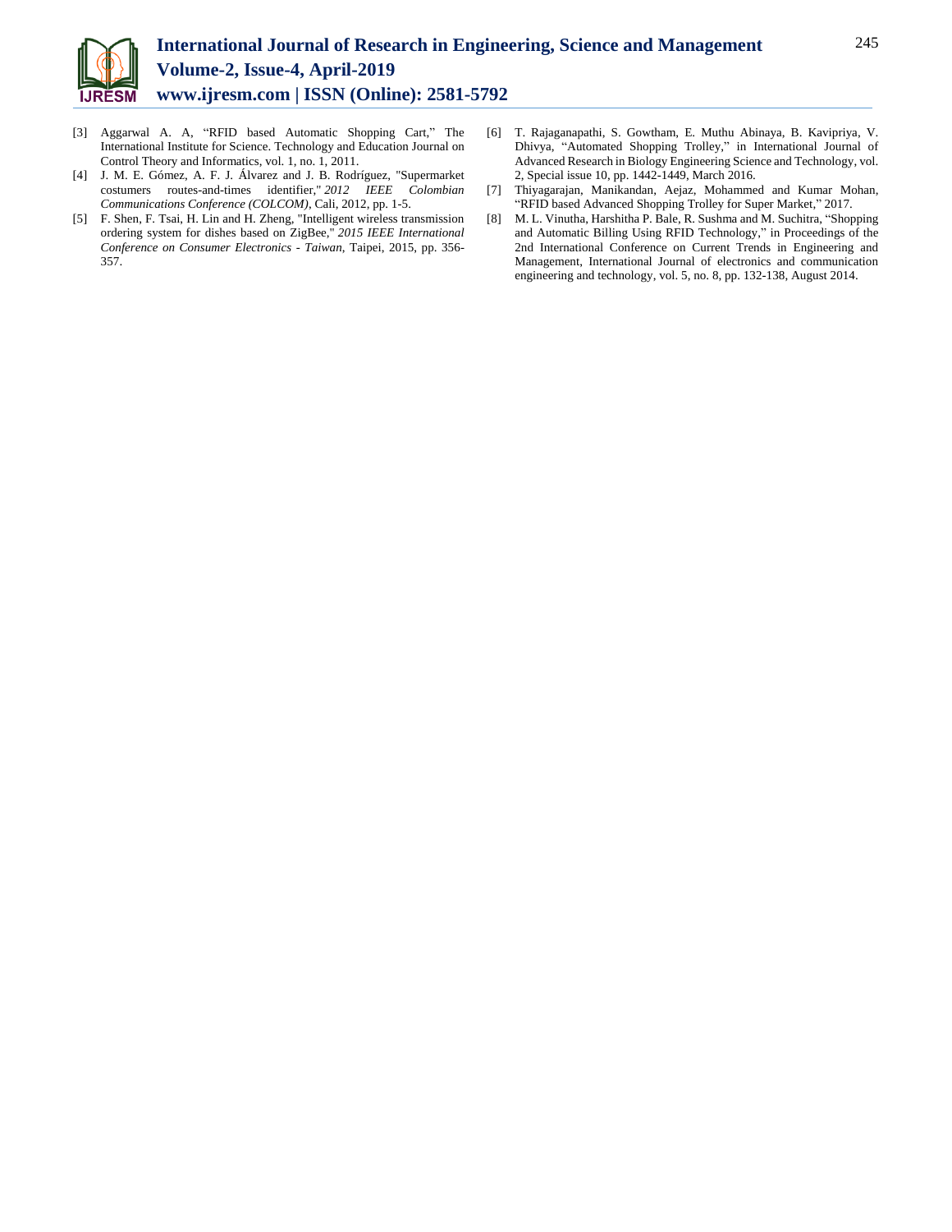- [3] Aggarwal A. A, "RFID based Automatic Shopping Cart," The International Institute for Science. Technology and Education Journal on Control Theory and Informatics, vol. 1, no. 1, 2011.
- [4] J. M. E. Gómez, A. F. J. Álvarez and J. B. Rodríguez, "Supermarket costumers routes-and-times identifier," *2012 IEEE Colombian Communications Conference (COLCOM)*, Cali, 2012, pp. 1-5.
- [5] F. Shen, F. Tsai, H. Lin and H. Zheng, "Intelligent wireless transmission ordering system for dishes based on ZigBee," *2015 IEEE International Conference on Consumer Electronics - Taiwan*, Taipei, 2015, pp. 356-357.
- [6] T. Rajaganapathi, S. Gowtham, E. Muthu Abinaya, B. Kavipriya, V. Dhivya, "Automated Shopping Trolley," in International Journal of Advanced Research in Biology Engineering Science and Technology, vol. 2, Special issue 10, pp. 1442-1449, March 2016.
- [7] Thiyagarajan, Manikandan, Aejaz, Mohammed and Kumar Mohan, "RFID based Advanced Shopping Trolley for Super Market," 2017.
- [8] M. L. Vinutha, Harshitha P. Bale, R. Sushma and M. Suchitra, "Shopping and Automatic Billing Using RFID Technology," in Proceedings of the 2nd International Conference on Current Trends in Engineering and Management, International Journal of electronics and communication engineering and technology, vol. 5, no. 8, pp. 132-138, August 2014.